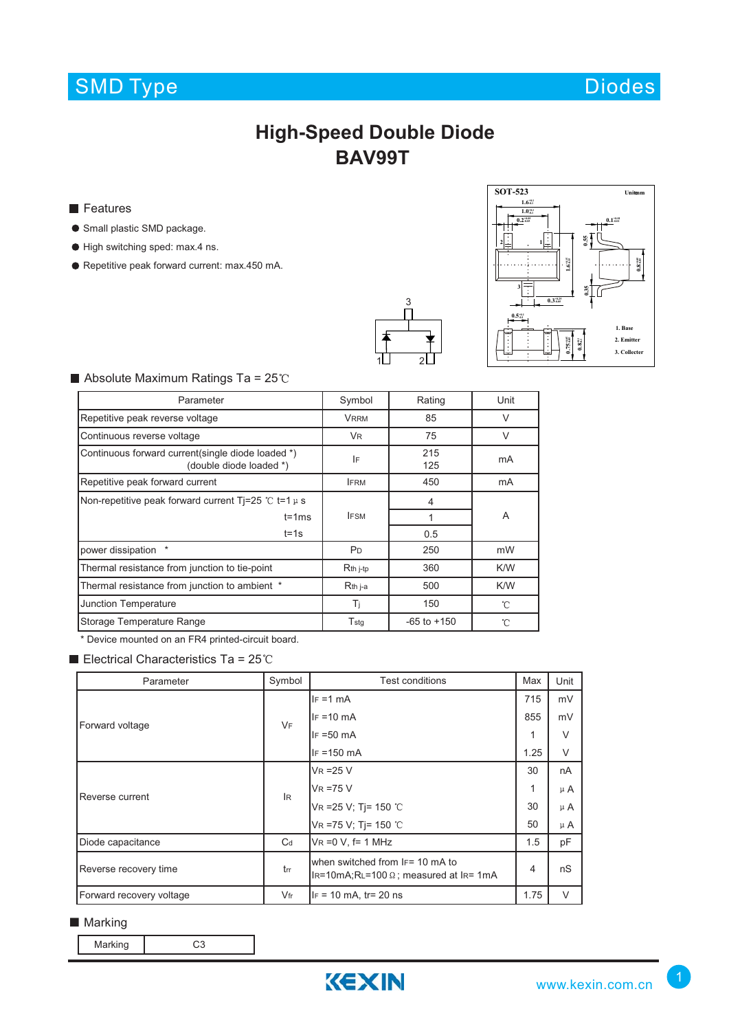# SMD Type Diodes

# High-Speed Double Diode
# BAV99T

## Features

- Small plastic SMD package.
- High switching sped: max.4 ns.
- Repetitive peak forward current: max.450 mA.

SOT-523 Unit:mm

1. Base
2. Emitter
3. Collecter

## Absolute Maximum Ratings Ta = 25℃

| Parameter | Symbol | Rating | Unit |
|---|---|---|---|
| Repetitive peak reverse voltage | $V_{RRM}$ | 85 | V |
| Continuous reverse voltage | $V_R$ | 75 | V |
| Continuous forward current(single diode loaded *) (double diode loaded *) | $I_F$ | 215 / 125 | mA |
| Repetitive peak forward current | $I_{FRM}$ | 450 | mA |
| Non-repetitive peak forward current Tj=25 ℃ t=1 μs | $I_{FSM}$ | 4 | A |
| t=1ms | | 1 | |
| t=1s | | 0.5 | |
| power dissipation * | $P_D$ | 250 | mW |
| Thermal resistance from junction to tie-point | $R_{th\ j\text{-}tp}$ | 360 | K/W |
| Thermal resistance from junction to ambient * | $R_{th\ j\text{-}a}$ | 500 | K/W |
| Junction Temperature | $T_j$ | 150 | ℃ |
| Storage Temperature Range | $T_{stg}$ | -65 to +150 | ℃ |

\* Device mounted on an FR4 printed-circuit board.

## Electrical Characteristics Ta = 25℃

| Parameter | Symbol | Test conditions | Max | Unit |
|---|---|---|---|---|
| Forward voltage | $V_F$ | $I_F$ =1 mA | 715 | mV |
| | | $I_F$ =10 mA | 855 | mV |
| | | $I_F$ =50 mA | 1 | V |
| | | $I_F$ =150 mA | 1.25 | V |
| Reverse current | $I_R$ | $V_R$ =25 V | 30 | nA |
| | | $V_R$ =75 V | 1 | μA |
| | | $V_R$ =25 V; Tj= 150 ℃ | 30 | μA |
| | | $V_R$ =75 V; Tj= 150 ℃ | 50 | μA |
| Diode capacitance | $C_d$ | $V_R$ =0 V, f= 1 MHz | 1.5 | pF |
| Reverse recovery time | $t_{rr}$ | when switched from $I_F$= 10 mA to $I_R$=10mA;$R_L$=100 Ω; measured at $I_R$= 1mA | 4 | nS |
| Forward recovery voltage | $V_{fr}$ | $I_F$ = 10 mA, tr= 20 ns | 1.75 | V |

## Marking

| Marking | C3 |
|---|---|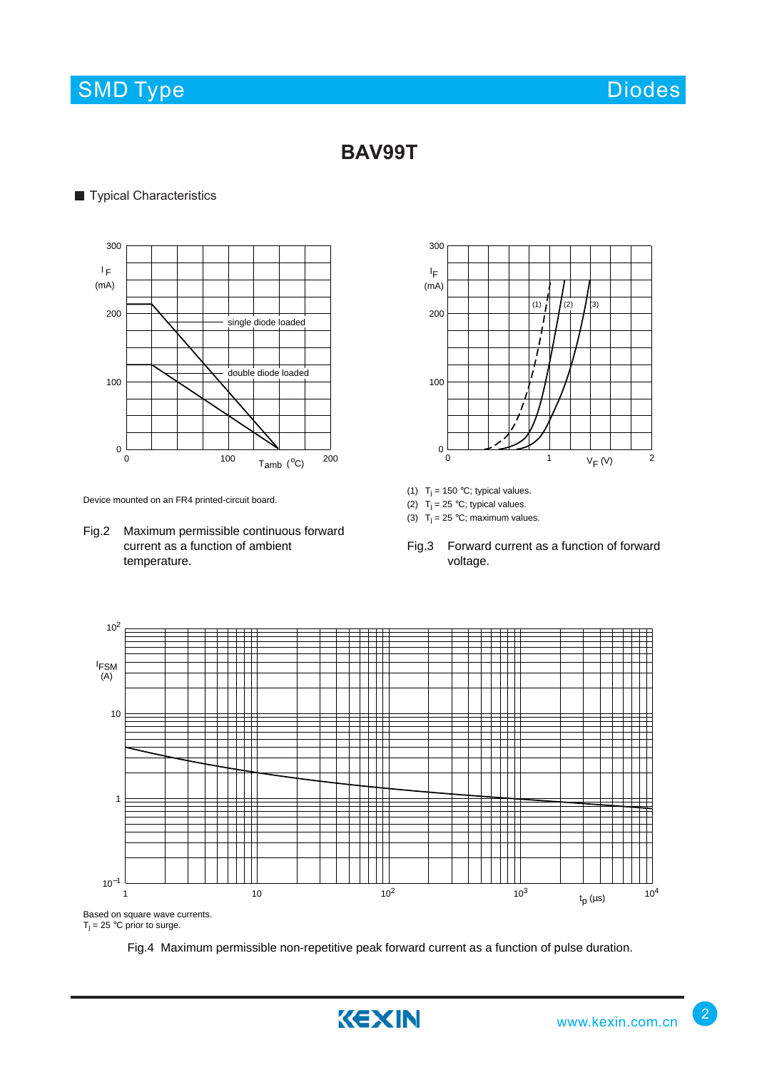# BAV99T

## Typical Characteristics

Device mounted on an FR4 printed-circuit board.

Fig.2 Maximum permissible continuous forward current as a function of ambient temperature.

(1) $T_j$ = 150 ℃; typical values.
(2) $T_j$ = 25 ℃; typical values.
(3) $T_j$ = 25 ℃; maximum values.

Fig.3 Forward current as a function of forward voltage.

Based on square wave currents.
$T_j$ = 25 ℃ prior to surge.

Fig.4 Maximum permissible non-repetitive peak forward current as a function of pulse duration.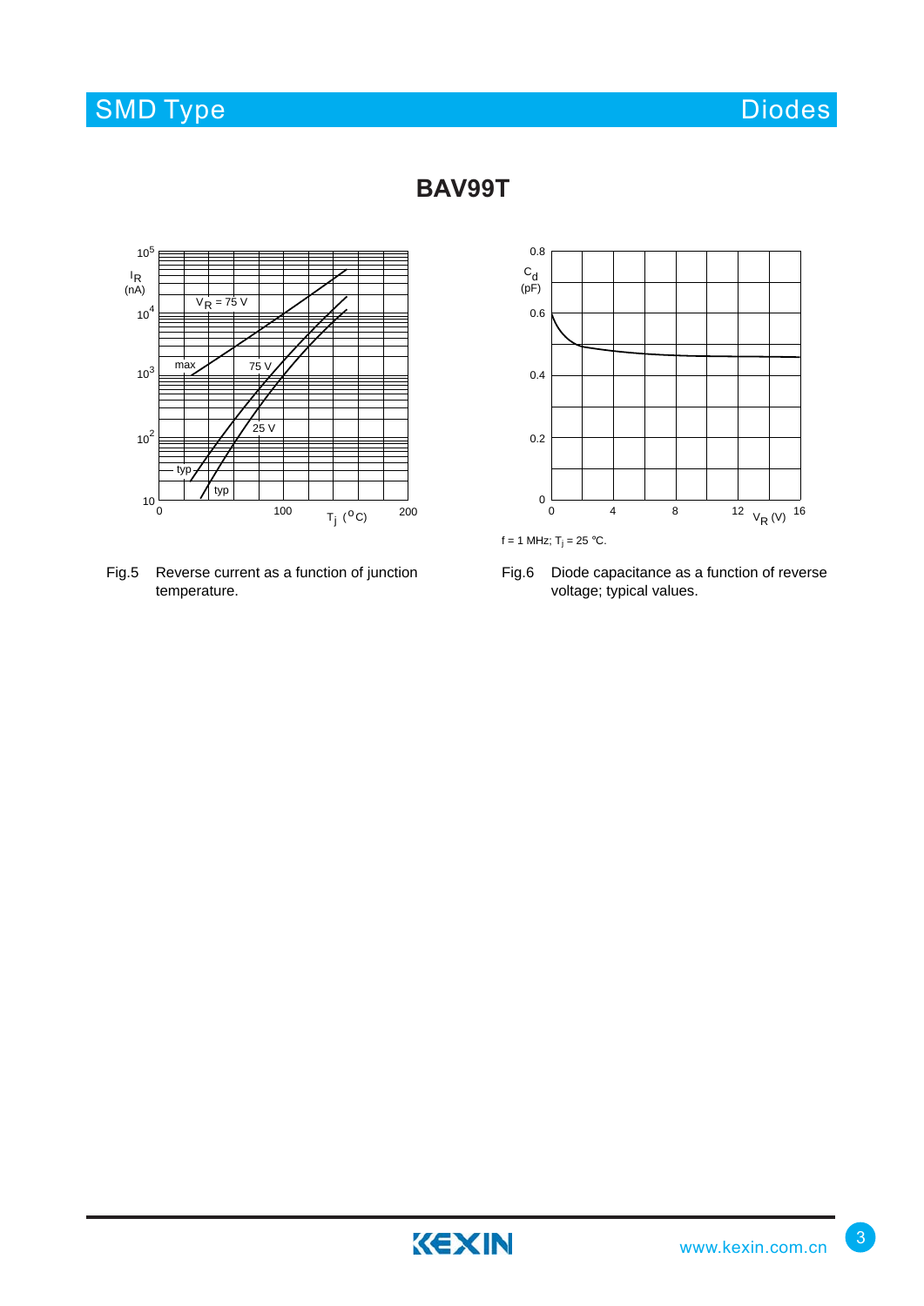# BAV99T

$10^5$

$I_R$ (nA)

$10^4$

$V_R$ = 75 V

$10^3$

max

75 V

$10^2$

25 V

typ

typ

10

0

100

$T_j$ (°C)

200

Fig.5 Reverse current as a function of junction temperature.

0.8

$C_d$ (pF)

0.6

0.4

0.2

0

0

4

8

12

$V_R$ (V)

16

f = 1 MHz; $T_j$ = 25 °C.

Fig.6 Diode capacitance as a function of reverse voltage; typical values.